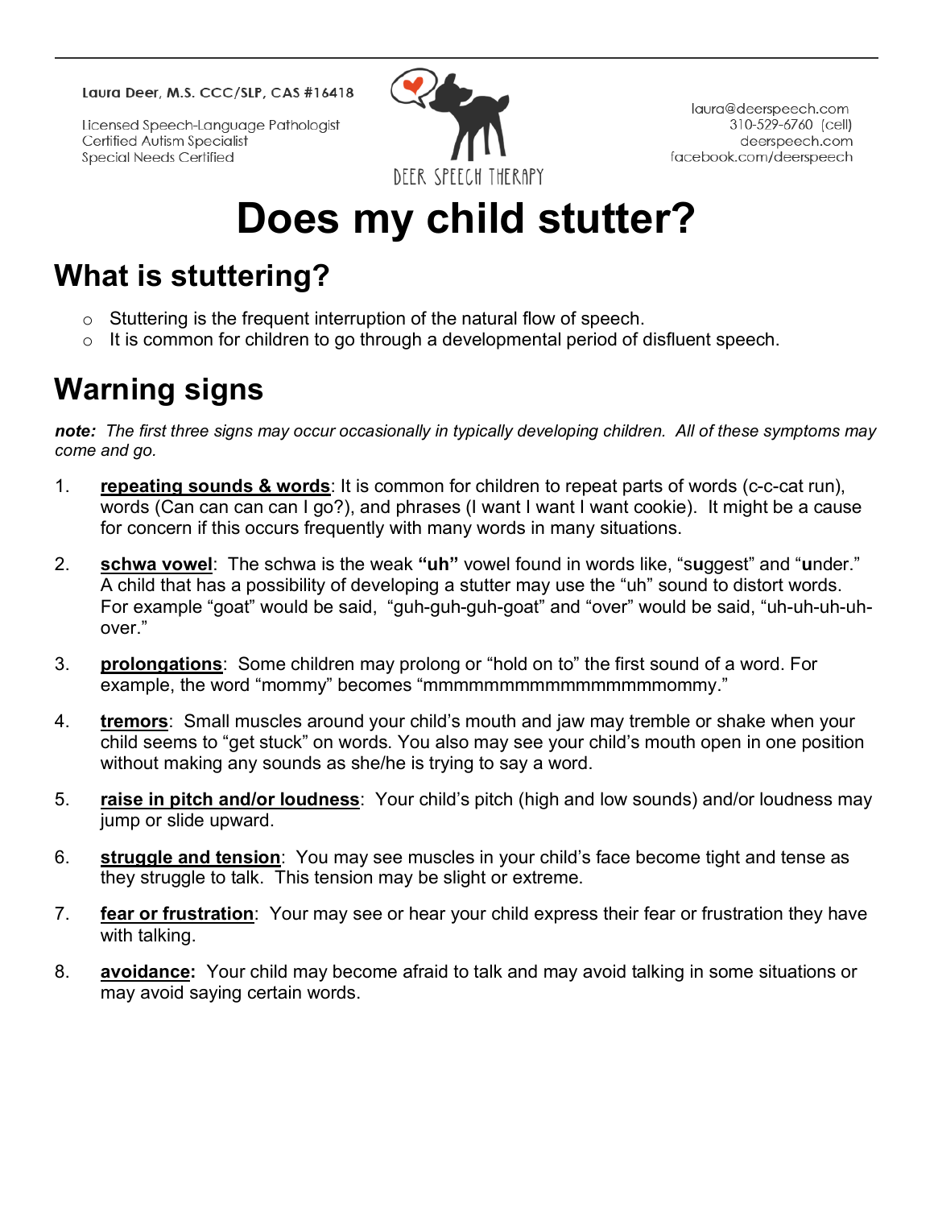Laura Deer, M.S. CCC/SLP, CAS #16418

Licensed Speech-Language Pathologist
Certified Autism Specialist
Special Needs Certified

DEER SPEECH THERAPY

laura@deerspeech.com
310-529-6760 (cell)
deerspeech.com
facebook.com/deerspeech

# Does my child stutter?

## What is stuttering?

- Stuttering is the frequent interruption of the natural flow of speech.
- It is common for children to go through a developmental period of disfluent speech.

## Warning signs

***note:*** *The first three signs may occur occasionally in typically developing children. All of these symptoms may come and go.*

1. **repeating sounds & words**: It is common for children to repeat parts of words (c-c-cat run), words (Can can can can I go?), and phrases (I want I want I want cookie). It might be a cause for concern if this occurs frequently with many words in many situations.

2. **schwa vowel**: The schwa is the weak **"uh"** vowel found in words like, "s**u**ggest" and "**u**nder." A child that has a possibility of developing a stutter may use the "uh" sound to distort words. For example "goat" would be said, "guh-guh-guh-goat" and "over" would be said, "uh-uh-uh-uh-over."

3. **prolongations**: Some children may prolong or "hold on to" the first sound of a word. For example, the word "mommy" becomes "mmmmmmmmmmmmmmmmmmommy."

4. **tremors**: Small muscles around your child's mouth and jaw may tremble or shake when your child seems to "get stuck" on words. You also may see your child's mouth open in one position without making any sounds as she/he is trying to say a word.

5. **raise in pitch and/or loudness**: Your child's pitch (high and low sounds) and/or loudness may jump or slide upward.

6. **struggle and tension**: You may see muscles in your child's face become tight and tense as they struggle to talk. This tension may be slight or extreme.

7. **fear or frustration**: Your may see or hear your child express their fear or frustration they have with talking.

8. **avoidance:** Your child may become afraid to talk and may avoid talking in some situations or may avoid saying certain words.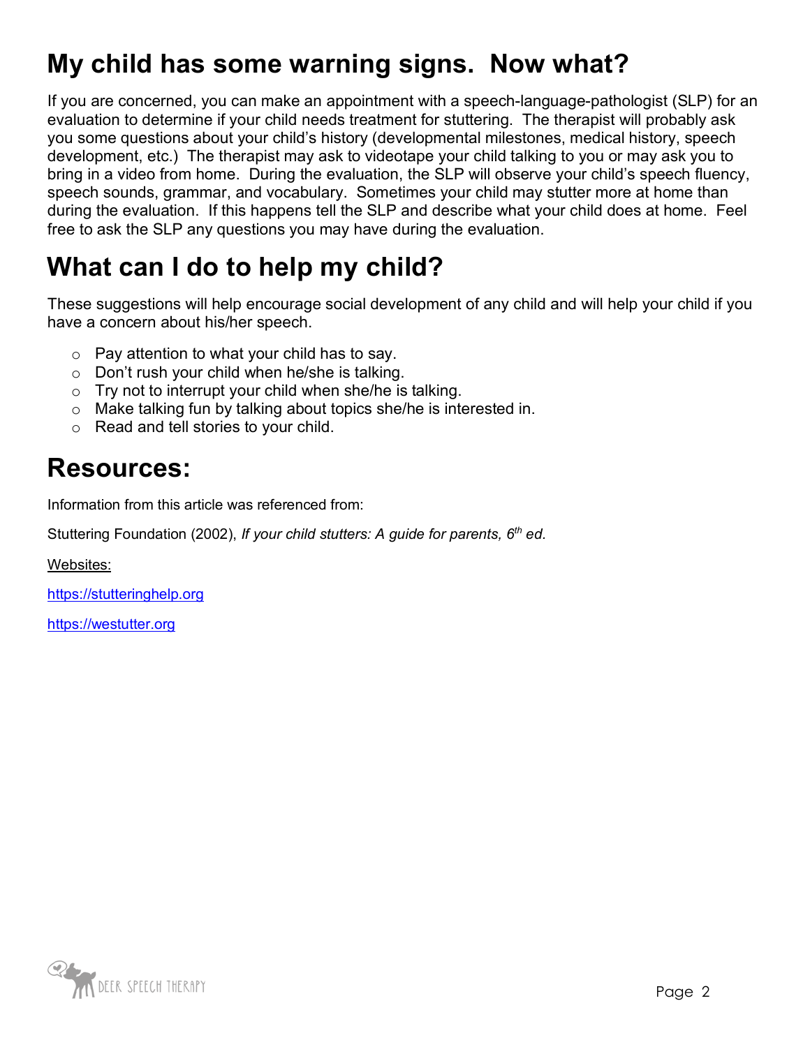## My child has some warning signs. Now what?

If you are concerned, you can make an appointment with a speech-language-pathologist (SLP) for an evaluation to determine if your child needs treatment for stuttering. The therapist will probably ask you some questions about your child's history (developmental milestones, medical history, speech development, etc.) The therapist may ask to videotape your child talking to you or may ask you to bring in a video from home. During the evaluation, the SLP will observe your child's speech fluency, speech sounds, grammar, and vocabulary. Sometimes your child may stutter more at home than during the evaluation. If this happens tell the SLP and describe what your child does at home. Feel free to ask the SLP any questions you may have during the evaluation.

## What can I do to help my child?

These suggestions will help encourage social development of any child and will help your child if you have a concern about his/her speech.

- Pay attention to what your child has to say.
- Don't rush your child when he/she is talking.
- Try not to interrupt your child when she/he is talking.
- Make talking fun by talking about topics she/he is interested in.
- Read and tell stories to your child.

## Resources:

Information from this article was referenced from:

Stuttering Foundation (2002), *If your child stutters: A guide for parents, 6th ed.*

Websites:

https://stutteringhelp.org

https://westutter.org